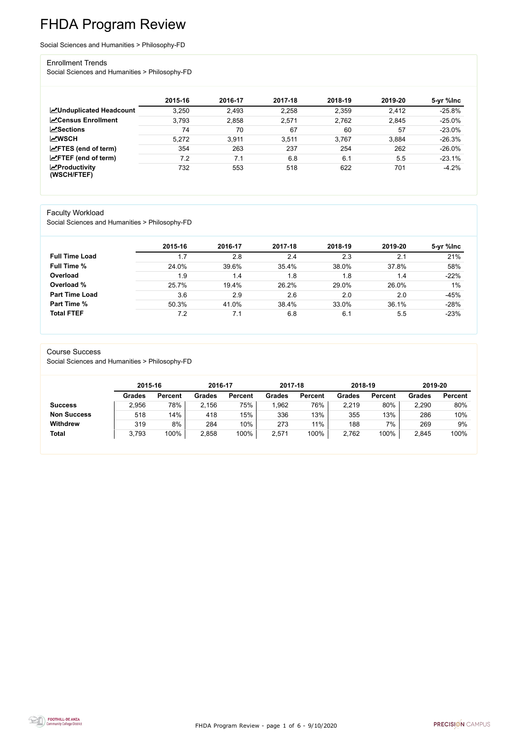# FHDA Program Review

Social Sciences and Humanities > Philosophy-FD

## Enrollment Trends

Social Sciences and Humanities > Philosophy-FD

| | 2015-16 | 2016-17 | 2017-18 | 2018-19 | 2019-20 | 5-yr %Inc |
|---|---|---|---|---|---|---|
| **Unduplicated Headcount** | 3,250 | 2,493 | 2,258 | 2,359 | 2,412 | -25.8% |
| **Census Enrollment** | 3,793 | 2,858 | 2,571 | 2,762 | 2,845 | -25.0% |
| **Sections** | 74 | 70 | 67 | 60 | 57 | -23.0% |
| **WSCH** | 5,272 | 3,911 | 3,511 | 3,767 | 3,884 | -26.3% |
| **FTES (end of term)** | 354 | 263 | 237 | 254 | 262 | -26.0% |
| **FTEF (end of term)** | 7.2 | 7.1 | 6.8 | 6.1 | 5.5 | -23.1% |
| **Productivity (WSCH/FTEF)** | 732 | 553 | 518 | 622 | 701 | -4.2% |

## Faculty Workload

Social Sciences and Humanities > Philosophy-FD

| | 2015-16 | 2016-17 | 2017-18 | 2018-19 | 2019-20 | 5-yr %Inc |
|---|---|---|---|---|---|---|
| **Full Time Load** | 1.7 | 2.8 | 2.4 | 2.3 | 2.1 | 21% |
| **Full Time %** | 24.0% | 39.6% | 35.4% | 38.0% | 37.8% | 58% |
| **Overload** | 1.9 | 1.4 | 1.8 | 1.8 | 1.4 | -22% |
| **Overload %** | 25.7% | 19.4% | 26.2% | 29.0% | 26.0% | 1% |
| **Part Time Load** | 3.6 | 2.9 | 2.6 | 2.0 | 2.0 | -45% |
| **Part Time %** | 50.3% | 41.0% | 38.4% | 33.0% | 36.1% | -28% |
| **Total FTEF** | 7.2 | 7.1 | 6.8 | 6.1 | 5.5 | -23% |

## Course Success

Social Sciences and Humanities > Philosophy-FD

| | 2015-16 | | 2016-17 | | 2017-18 | | 2018-19 | | 2019-20 | |
|---|---|---|---|---|---|---|---|---|---|---|
| | Grades | Percent | Grades | Percent | Grades | Percent | Grades | Percent | Grades | Percent |
| **Success** | 2,956 | 78% | 2,156 | 75% | 1,962 | 76% | 2,219 | 80% | 2,290 | 80% |
| **Non Success** | 518 | 14% | 418 | 15% | 336 | 13% | 355 | 13% | 286 | 10% |
| **Withdrew** | 319 | 8% | 284 | 10% | 273 | 11% | 188 | 7% | 269 | 9% |
| **Total** | 3,793 | 100% | 2,858 | 100% | 2,571 | 100% | 2,762 | 100% | 2,845 | 100% |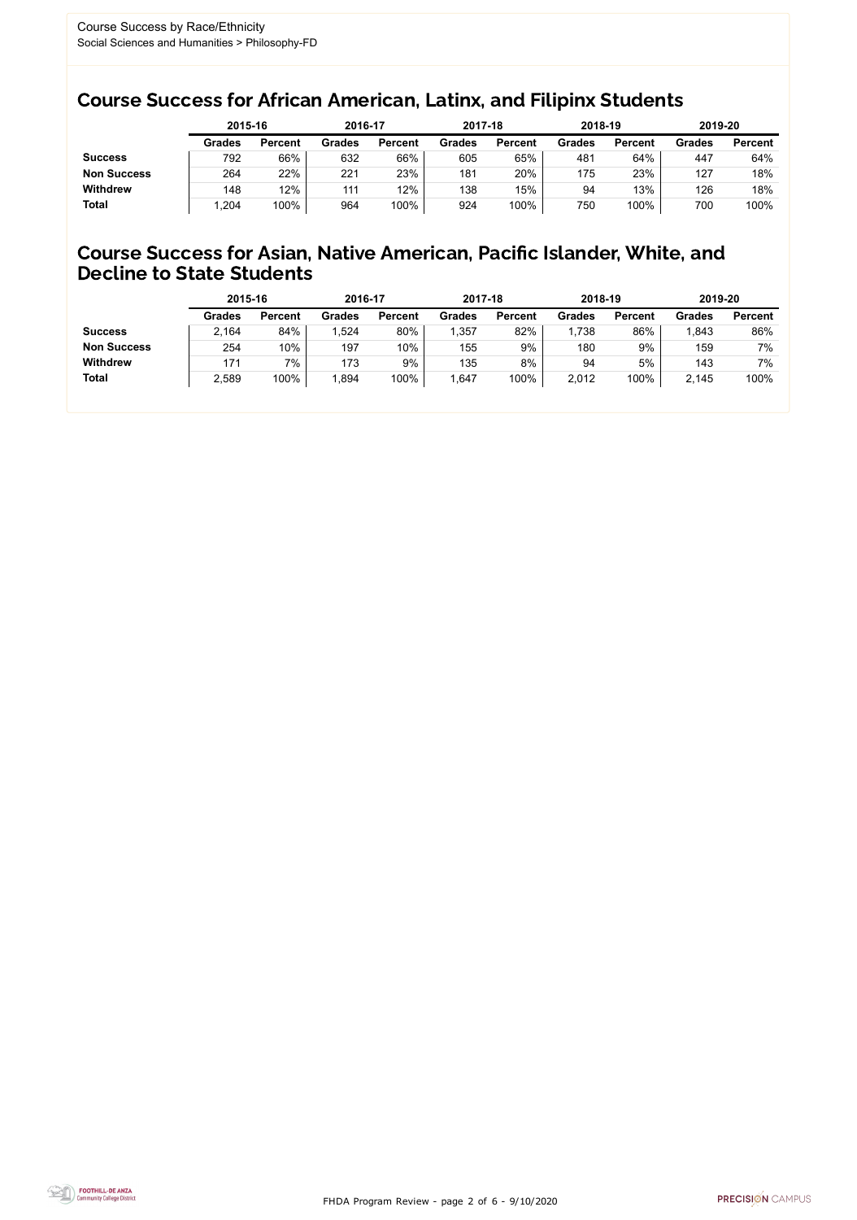Course Success by Race/Ethnicity
Social Sciences and Humanities > Philosophy-FD

## Course Success for African American, Latinx, and Filipinx Students

| | 2015-16 | | 2016-17 | | 2017-18 | | 2018-19 | | 2019-20 | |
|---|---|---|---|---|---|---|---|---|---|---|
| | **Grades** | **Percent** | **Grades** | **Percent** | **Grades** | **Percent** | **Grades** | **Percent** | **Grades** | **Percent** |
| **Success** | 792 | 66% | 632 | 66% | 605 | 65% | 481 | 64% | 447 | 64% |
| **Non Success** | 264 | 22% | 221 | 23% | 181 | 20% | 175 | 23% | 127 | 18% |
| **Withdrew** | 148 | 12% | 111 | 12% | 138 | 15% | 94 | 13% | 126 | 18% |
| **Total** | 1,204 | 100% | 964 | 100% | 924 | 100% | 750 | 100% | 700 | 100% |

## Course Success for Asian, Native American, Pacific Islander, White, and Decline to State Students

| | 2015-16 | | 2016-17 | | 2017-18 | | 2018-19 | | 2019-20 | |
|---|---|---|---|---|---|---|---|---|---|---|
| | **Grades** | **Percent** | **Grades** | **Percent** | **Grades** | **Percent** | **Grades** | **Percent** | **Grades** | **Percent** |
| **Success** | 2,164 | 84% | 1,524 | 80% | 1,357 | 82% | 1,738 | 86% | 1,843 | 86% |
| **Non Success** | 254 | 10% | 197 | 10% | 155 | 9% | 180 | 9% | 159 | 7% |
| **Withdrew** | 171 | 7% | 173 | 9% | 135 | 8% | 94 | 5% | 143 | 7% |
| **Total** | 2,589 | 100% | 1,894 | 100% | 1,647 | 100% | 2,012 | 100% | 2,145 | 100% |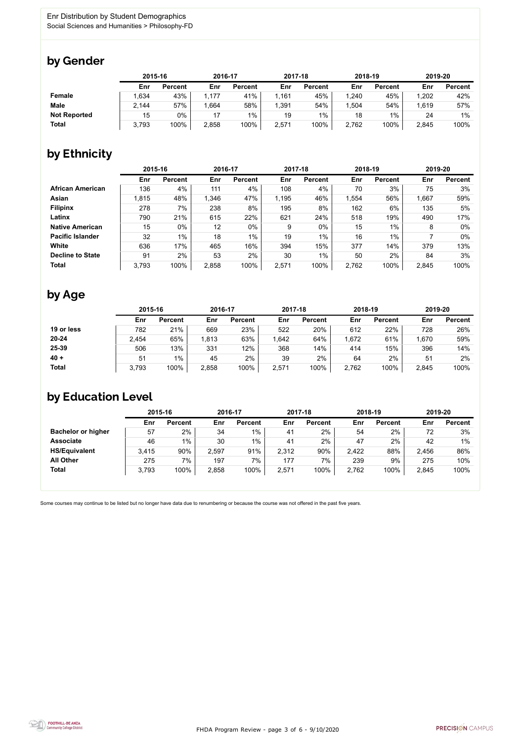Enr Distribution by Student Demographics
Social Sciences and Humanities > Philosophy-FD

## by Gender

| | 2015-16 | | 2016-17 | | 2017-18 | | 2018-19 | | 2019-20 | |
|---|---|---|---|---|---|---|---|---|---|---|
| | Enr | Percent | Enr | Percent | Enr | Percent | Enr | Percent | Enr | Percent |
| **Female** | 1,634 | 43% | 1,177 | 41% | 1,161 | 45% | 1,240 | 45% | 1,202 | 42% |
| **Male** | 2,144 | 57% | 1,664 | 58% | 1,391 | 54% | 1,504 | 54% | 1,619 | 57% |
| **Not Reported** | 15 | 0% | 17 | 1% | 19 | 1% | 18 | 1% | 24 | 1% |
| **Total** | 3,793 | 100% | 2,858 | 100% | 2,571 | 100% | 2,762 | 100% | 2,845 | 100% |

## by Ethnicity

| | 2015-16 | | 2016-17 | | 2017-18 | | 2018-19 | | 2019-20 | |
|---|---|---|---|---|---|---|---|---|---|---|
| | Enr | Percent | Enr | Percent | Enr | Percent | Enr | Percent | Enr | Percent |
| **African American** | 136 | 4% | 111 | 4% | 108 | 4% | 70 | 3% | 75 | 3% |
| **Asian** | 1,815 | 48% | 1,346 | 47% | 1,195 | 46% | 1,554 | 56% | 1,667 | 59% |
| **Filipinx** | 278 | 7% | 238 | 8% | 195 | 8% | 162 | 6% | 135 | 5% |
| **Latinx** | 790 | 21% | 615 | 22% | 621 | 24% | 518 | 19% | 490 | 17% |
| **Native American** | 15 | 0% | 12 | 0% | 9 | 0% | 15 | 1% | 8 | 0% |
| **Pacific Islander** | 32 | 1% | 18 | 1% | 19 | 1% | 16 | 1% | 7 | 0% |
| **White** | 636 | 17% | 465 | 16% | 394 | 15% | 377 | 14% | 379 | 13% |
| **Decline to State** | 91 | 2% | 53 | 2% | 30 | 1% | 50 | 2% | 84 | 3% |
| **Total** | 3,793 | 100% | 2,858 | 100% | 2,571 | 100% | 2,762 | 100% | 2,845 | 100% |

## by Age

| | 2015-16 | | 2016-17 | | 2017-18 | | 2018-19 | | 2019-20 | |
|---|---|---|---|---|---|---|---|---|---|---|
| | Enr | Percent | Enr | Percent | Enr | Percent | Enr | Percent | Enr | Percent |
| **19 or less** | 782 | 21% | 669 | 23% | 522 | 20% | 612 | 22% | 728 | 26% |
| **20-24** | 2,454 | 65% | 1,813 | 63% | 1,642 | 64% | 1,672 | 61% | 1,670 | 59% |
| **25-39** | 506 | 13% | 331 | 12% | 368 | 14% | 414 | 15% | 396 | 14% |
| **40 +** | 51 | 1% | 45 | 2% | 39 | 2% | 64 | 2% | 51 | 2% |
| **Total** | 3,793 | 100% | 2,858 | 100% | 2,571 | 100% | 2,762 | 100% | 2,845 | 100% |

## by Education Level

| | 2015-16 | | 2016-17 | | 2017-18 | | 2018-19 | | 2019-20 | |
|---|---|---|---|---|---|---|---|---|---|---|
| | Enr | Percent | Enr | Percent | Enr | Percent | Enr | Percent | Enr | Percent |
| **Bachelor or higher** | 57 | 2% | 34 | 1% | 41 | 2% | 54 | 2% | 72 | 3% |
| **Associate** | 46 | 1% | 30 | 1% | 41 | 2% | 47 | 2% | 42 | 1% |
| **HS/Equivalent** | 3,415 | 90% | 2,597 | 91% | 2,312 | 90% | 2,422 | 88% | 2,456 | 86% |
| **All Other** | 275 | 7% | 197 | 7% | 177 | 7% | 239 | 9% | 275 | 10% |
| **Total** | 3,793 | 100% | 2,858 | 100% | 2,571 | 100% | 2,762 | 100% | 2,845 | 100% |

Some courses may continue to be listed but no longer have data due to renumbering or because the course was not offered in the past five years.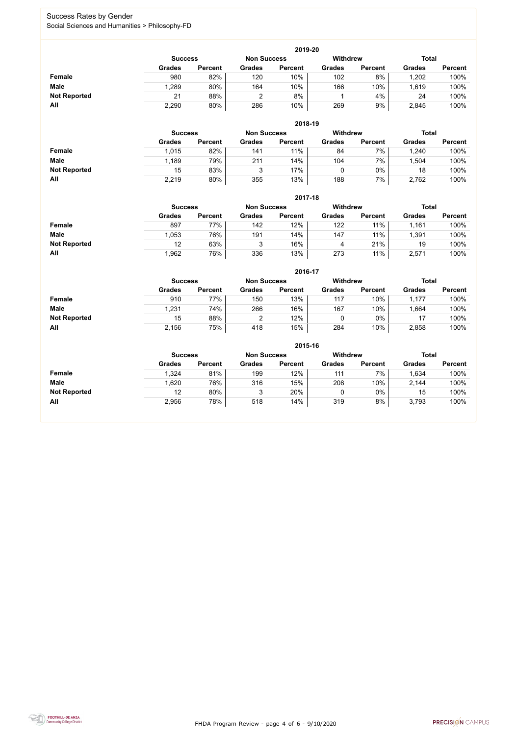# Success Rates by Gender

Social Sciences and Humanities > Philosophy-FD

### 2019-20

| | Success | | Non Success | | Withdrew | | Total | |
|---|---|---|---|---|---|---|---|---|
| | Grades | Percent | Grades | Percent | Grades | Percent | Grades | Percent |
| **Female** | 980 | 82% | 120 | 10% | 102 | 8% | 1,202 | 100% |
| **Male** | 1,289 | 80% | 164 | 10% | 166 | 10% | 1,619 | 100% |
| **Not Reported** | 21 | 88% | 2 | 8% | 1 | 4% | 24 | 100% |
| **All** | 2,290 | 80% | 286 | 10% | 269 | 9% | 2,845 | 100% |

### 2018-19

| | Success | | Non Success | | Withdrew | | Total | |
|---|---|---|---|---|---|---|---|---|
| | Grades | Percent | Grades | Percent | Grades | Percent | Grades | Percent |
| **Female** | 1,015 | 82% | 141 | 11% | 84 | 7% | 1,240 | 100% |
| **Male** | 1,189 | 79% | 211 | 14% | 104 | 7% | 1,504 | 100% |
| **Not Reported** | 15 | 83% | 3 | 17% | 0 | 0% | 18 | 100% |
| **All** | 2,219 | 80% | 355 | 13% | 188 | 7% | 2,762 | 100% |

### 2017-18

| | Success | | Non Success | | Withdrew | | Total | |
|---|---|---|---|---|---|---|---|---|
| | Grades | Percent | Grades | Percent | Grades | Percent | Grades | Percent |
| **Female** | 897 | 77% | 142 | 12% | 122 | 11% | 1,161 | 100% |
| **Male** | 1,053 | 76% | 191 | 14% | 147 | 11% | 1,391 | 100% |
| **Not Reported** | 12 | 63% | 3 | 16% | 4 | 21% | 19 | 100% |
| **All** | 1,962 | 76% | 336 | 13% | 273 | 11% | 2,571 | 100% |

### 2016-17

| | Success | | Non Success | | Withdrew | | Total | |
|---|---|---|---|---|---|---|---|---|
| | Grades | Percent | Grades | Percent | Grades | Percent | Grades | Percent |
| **Female** | 910 | 77% | 150 | 13% | 117 | 10% | 1,177 | 100% |
| **Male** | 1,231 | 74% | 266 | 16% | 167 | 10% | 1,664 | 100% |
| **Not Reported** | 15 | 88% | 2 | 12% | 0 | 0% | 17 | 100% |
| **All** | 2,156 | 75% | 418 | 15% | 284 | 10% | 2,858 | 100% |

### 2015-16

| | Success | | Non Success | | Withdrew | | Total | |
|---|---|---|---|---|---|---|---|---|
| | Grades | Percent | Grades | Percent | Grades | Percent | Grades | Percent |
| **Female** | 1,324 | 81% | 199 | 12% | 111 | 7% | 1,634 | 100% |
| **Male** | 1,620 | 76% | 316 | 15% | 208 | 10% | 2,144 | 100% |
| **Not Reported** | 12 | 80% | 3 | 20% | 0 | 0% | 15 | 100% |
| **All** | 2,956 | 78% | 518 | 14% | 319 | 8% | 3,793 | 100% |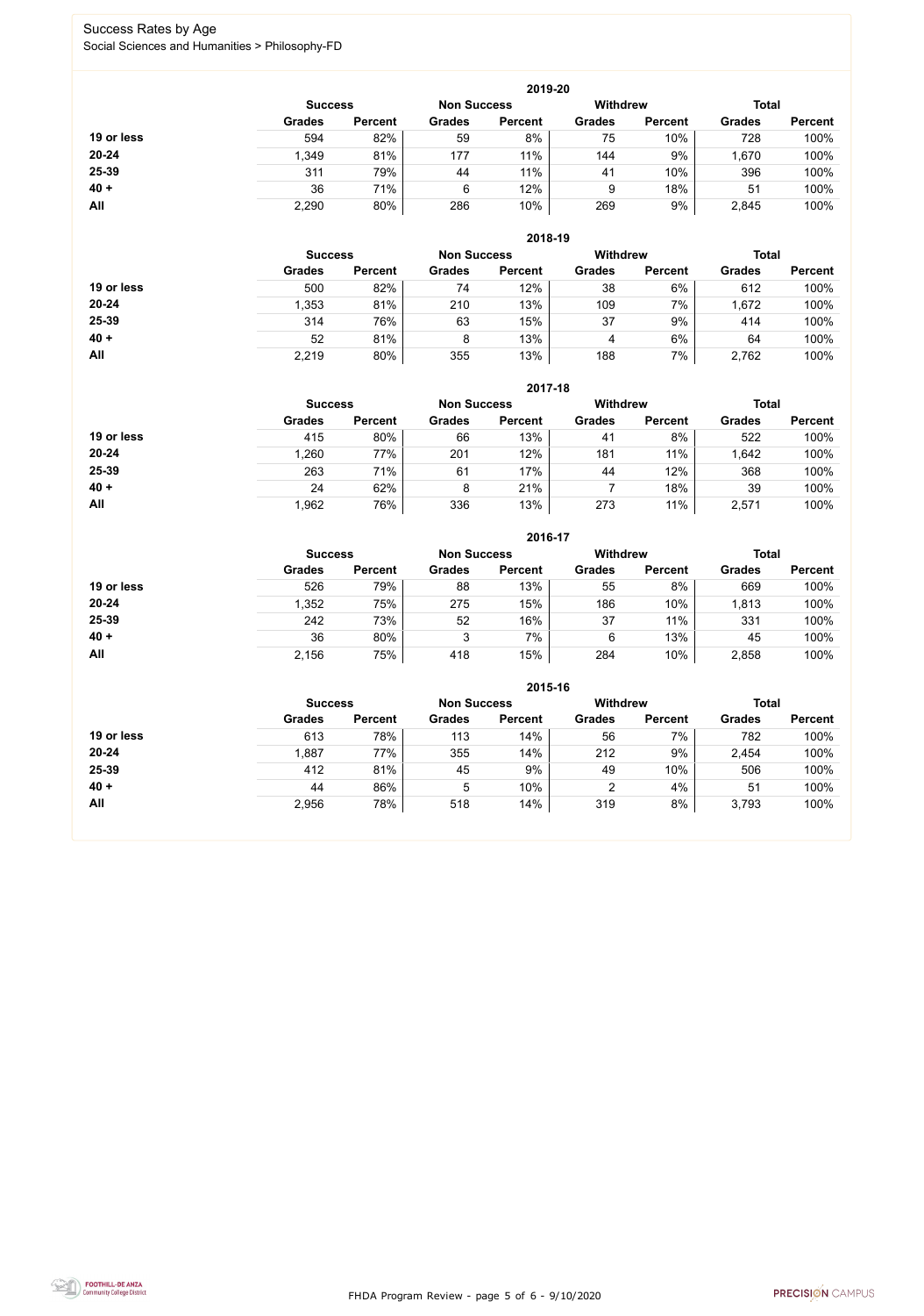# Success Rates by Age

Social Sciences and Humanities > Philosophy-FD

## 2019-20

| | Success | | Non Success | | Withdrew | | Total | |
|---|---|---|---|---|---|---|---|---|
| | Grades | Percent | Grades | Percent | Grades | Percent | Grades | Percent |
| 19 or less | 594 | 82% | 59 | 8% | 75 | 10% | 728 | 100% |
| 20-24 | 1,349 | 81% | 177 | 11% | 144 | 9% | 1,670 | 100% |
| 25-39 | 311 | 79% | 44 | 11% | 41 | 10% | 396 | 100% |
| 40 + | 36 | 71% | 6 | 12% | 9 | 18% | 51 | 100% |
| All | 2,290 | 80% | 286 | 10% | 269 | 9% | 2,845 | 100% |

## 2018-19

| | Success | | Non Success | | Withdrew | | Total | |
|---|---|---|---|---|---|---|---|---|
| | Grades | Percent | Grades | Percent | Grades | Percent | Grades | Percent |
| 19 or less | 500 | 82% | 74 | 12% | 38 | 6% | 612 | 100% |
| 20-24 | 1,353 | 81% | 210 | 13% | 109 | 7% | 1,672 | 100% |
| 25-39 | 314 | 76% | 63 | 15% | 37 | 9% | 414 | 100% |
| 40 + | 52 | 81% | 8 | 13% | 4 | 6% | 64 | 100% |
| All | 2,219 | 80% | 355 | 13% | 188 | 7% | 2,762 | 100% |

## 2017-18

| | Success | | Non Success | | Withdrew | | Total | |
|---|---|---|---|---|---|---|---|---|
| | Grades | Percent | Grades | Percent | Grades | Percent | Grades | Percent |
| 19 or less | 415 | 80% | 66 | 13% | 41 | 8% | 522 | 100% |
| 20-24 | 1,260 | 77% | 201 | 12% | 181 | 11% | 1,642 | 100% |
| 25-39 | 263 | 71% | 61 | 17% | 44 | 12% | 368 | 100% |
| 40 + | 24 | 62% | 8 | 21% | 7 | 18% | 39 | 100% |
| All | 1,962 | 76% | 336 | 13% | 273 | 11% | 2,571 | 100% |

## 2016-17

| | Success | | Non Success | | Withdrew | | Total | |
|---|---|---|---|---|---|---|---|---|
| | Grades | Percent | Grades | Percent | Grades | Percent | Grades | Percent |
| 19 or less | 526 | 79% | 88 | 13% | 55 | 8% | 669 | 100% |
| 20-24 | 1,352 | 75% | 275 | 15% | 186 | 10% | 1,813 | 100% |
| 25-39 | 242 | 73% | 52 | 16% | 37 | 11% | 331 | 100% |
| 40 + | 36 | 80% | 3 | 7% | 6 | 13% | 45 | 100% |
| All | 2,156 | 75% | 418 | 15% | 284 | 10% | 2,858 | 100% |

## 2015-16

| | Success | | Non Success | | Withdrew | | Total | |
|---|---|---|---|---|---|---|---|---|
| | Grades | Percent | Grades | Percent | Grades | Percent | Grades | Percent |
| 19 or less | 613 | 78% | 113 | 14% | 56 | 7% | 782 | 100% |
| 20-24 | 1,887 | 77% | 355 | 14% | 212 | 9% | 2,454 | 100% |
| 25-39 | 412 | 81% | 45 | 9% | 49 | 10% | 506 | 100% |
| 40 + | 44 | 86% | 5 | 10% | 2 | 4% | 51 | 100% |
| All | 2,956 | 78% | 518 | 14% | 319 | 8% | 3,793 | 100% |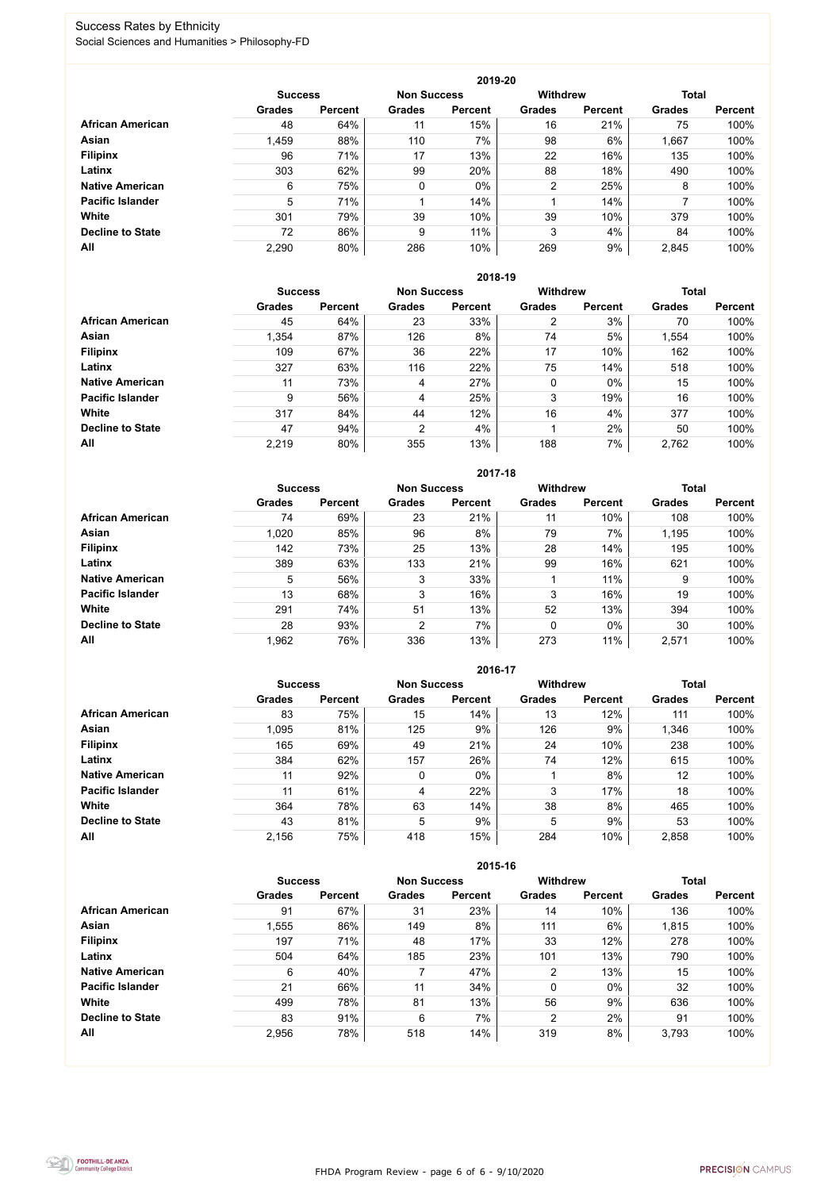# Success Rates by Ethnicity

Social Sciences and Humanities > Philosophy-FD

**2019-20**

| | Success | | Non Success | | Withdrew | | Total | |
|---|---|---|---|---|---|---|---|---|
| | Grades | Percent | Grades | Percent | Grades | Percent | Grades | Percent |
| **African American** | 48 | 64% | 11 | 15% | 16 | 21% | 75 | 100% |
| **Asian** | 1,459 | 88% | 110 | 7% | 98 | 6% | 1,667 | 100% |
| **Filipinx** | 96 | 71% | 17 | 13% | 22 | 16% | 135 | 100% |
| **Latinx** | 303 | 62% | 99 | 20% | 88 | 18% | 490 | 100% |
| **Native American** | 6 | 75% | 0 | 0% | 2 | 25% | 8 | 100% |
| **Pacific Islander** | 5 | 71% | 1 | 14% | 1 | 14% | 7 | 100% |
| **White** | 301 | 79% | 39 | 10% | 39 | 10% | 379 | 100% |
| **Decline to State** | 72 | 86% | 9 | 11% | 3 | 4% | 84 | 100% |
| **All** | 2,290 | 80% | 286 | 10% | 269 | 9% | 2,845 | 100% |

**2018-19**

| | Success | | Non Success | | Withdrew | | Total | |
|---|---|---|---|---|---|---|---|---|
| | Grades | Percent | Grades | Percent | Grades | Percent | Grades | Percent |
| **African American** | 45 | 64% | 23 | 33% | 2 | 3% | 70 | 100% |
| **Asian** | 1,354 | 87% | 126 | 8% | 74 | 5% | 1,554 | 100% |
| **Filipinx** | 109 | 67% | 36 | 22% | 17 | 10% | 162 | 100% |
| **Latinx** | 327 | 63% | 116 | 22% | 75 | 14% | 518 | 100% |
| **Native American** | 11 | 73% | 4 | 27% | 0 | 0% | 15 | 100% |
| **Pacific Islander** | 9 | 56% | 4 | 25% | 3 | 19% | 16 | 100% |
| **White** | 317 | 84% | 44 | 12% | 16 | 4% | 377 | 100% |
| **Decline to State** | 47 | 94% | 2 | 4% | 1 | 2% | 50 | 100% |
| **All** | 2,219 | 80% | 355 | 13% | 188 | 7% | 2,762 | 100% |

**2017-18**

| | Success | | Non Success | | Withdrew | | Total | |
|---|---|---|---|---|---|---|---|---|
| | Grades | Percent | Grades | Percent | Grades | Percent | Grades | Percent |
| **African American** | 74 | 69% | 23 | 21% | 11 | 10% | 108 | 100% |
| **Asian** | 1,020 | 85% | 96 | 8% | 79 | 7% | 1,195 | 100% |
| **Filipinx** | 142 | 73% | 25 | 13% | 28 | 14% | 195 | 100% |
| **Latinx** | 389 | 63% | 133 | 21% | 99 | 16% | 621 | 100% |
| **Native American** | 5 | 56% | 3 | 33% | 1 | 11% | 9 | 100% |
| **Pacific Islander** | 13 | 68% | 3 | 16% | 3 | 16% | 19 | 100% |
| **White** | 291 | 74% | 51 | 13% | 52 | 13% | 394 | 100% |
| **Decline to State** | 28 | 93% | 2 | 7% | 0 | 0% | 30 | 100% |
| **All** | 1,962 | 76% | 336 | 13% | 273 | 11% | 2,571 | 100% |

**2016-17**

| | Success | | Non Success | | Withdrew | | Total | |
|---|---|---|---|---|---|---|---|---|
| | Grades | Percent | Grades | Percent | Grades | Percent | Grades | Percent |
| **African American** | 83 | 75% | 15 | 14% | 13 | 12% | 111 | 100% |
| **Asian** | 1,095 | 81% | 125 | 9% | 126 | 9% | 1,346 | 100% |
| **Filipinx** | 165 | 69% | 49 | 21% | 24 | 10% | 238 | 100% |
| **Latinx** | 384 | 62% | 157 | 26% | 74 | 12% | 615 | 100% |
| **Native American** | 11 | 92% | 0 | 0% | 1 | 8% | 12 | 100% |
| **Pacific Islander** | 11 | 61% | 4 | 22% | 3 | 17% | 18 | 100% |
| **White** | 364 | 78% | 63 | 14% | 38 | 8% | 465 | 100% |
| **Decline to State** | 43 | 81% | 5 | 9% | 5 | 9% | 53 | 100% |
| **All** | 2,156 | 75% | 418 | 15% | 284 | 10% | 2,858 | 100% |

**2015-16**

| | Success | | Non Success | | Withdrew | | Total | |
|---|---|---|---|---|---|---|---|---|
| | Grades | Percent | Grades | Percent | Grades | Percent | Grades | Percent |
| **African American** | 91 | 67% | 31 | 23% | 14 | 10% | 136 | 100% |
| **Asian** | 1,555 | 86% | 149 | 8% | 111 | 6% | 1,815 | 100% |
| **Filipinx** | 197 | 71% | 48 | 17% | 33 | 12% | 278 | 100% |
| **Latinx** | 504 | 64% | 185 | 23% | 101 | 13% | 790 | 100% |
| **Native American** | 6 | 40% | 7 | 47% | 2 | 13% | 15 | 100% |
| **Pacific Islander** | 21 | 66% | 11 | 34% | 0 | 0% | 32 | 100% |
| **White** | 499 | 78% | 81 | 13% | 56 | 9% | 636 | 100% |
| **Decline to State** | 83 | 91% | 6 | 7% | 2 | 2% | 91 | 100% |
| **All** | 2,956 | 78% | 518 | 14% | 319 | 8% | 3,793 | 100% |